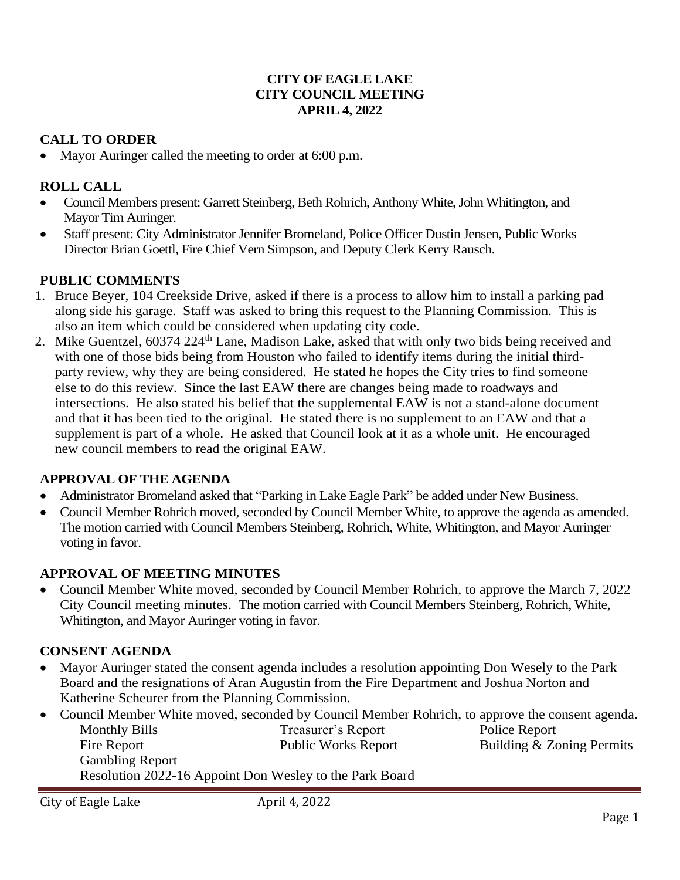**CITY OF EAGLE LAKE**
**CITY COUNCIL MEETING**
**APRIL 4, 2022**

## CALL TO ORDER

- Mayor Auringer called the meeting to order at 6:00 p.m.

## ROLL CALL

- Council Members present: Garrett Steinberg, Beth Rohrich, Anthony White, John Whitington, and Mayor Tim Auringer.
- Staff present: City Administrator Jennifer Bromeland, Police Officer Dustin Jensen, Public Works Director Brian Goettl, Fire Chief Vern Simpson, and Deputy Clerk Kerry Rausch.

## PUBLIC COMMENTS

1. Bruce Beyer, 104 Creekside Drive, asked if there is a process to allow him to install a parking pad along side his garage. Staff was asked to bring this request to the Planning Commission. This is also an item which could be considered when updating city code.
2. Mike Guentzel, 60374 224th Lane, Madison Lake, asked that with only two bids being received and with one of those bids being from Houston who failed to identify items during the initial third-party review, why they are being considered. He stated he hopes the City tries to find someone else to do this review. Since the last EAW there are changes being made to roadways and intersections. He also stated his belief that the supplemental EAW is not a stand-alone document and that it has been tied to the original. He stated there is no supplement to an EAW and that a supplement is part of a whole. He asked that Council look at it as a whole unit. He encouraged new council members to read the original EAW.

## APPROVAL OF THE AGENDA

- Administrator Bromeland asked that "Parking in Lake Eagle Park" be added under New Business.
- Council Member Rohrich moved, seconded by Council Member White, to approve the agenda as amended. The motion carried with Council Members Steinberg, Rohrich, White, Whitington, and Mayor Auringer voting in favor.

## APPROVAL OF MEETING MINUTES

- Council Member White moved, seconded by Council Member Rohrich, to approve the March 7, 2022 City Council meeting minutes. The motion carried with Council Members Steinberg, Rohrich, White, Whitington, and Mayor Auringer voting in favor.

## CONSENT AGENDA

- Mayor Auringer stated the consent agenda includes a resolution appointing Don Wesely to the Park Board and the resignations of Aran Augustin from the Fire Department and Joshua Norton and Katherine Scheurer from the Planning Commission.
- Council Member White moved, seconded by Council Member Rohrich, to approve the consent agenda.

| | | |
|---|---|---|
| Monthly Bills | Treasurer's Report | Police Report |
| Fire Report | Public Works Report | Building & Zoning Permits |
| Gambling Report | | |

Resolution 2022-16 Appoint Don Wesley to the Park Board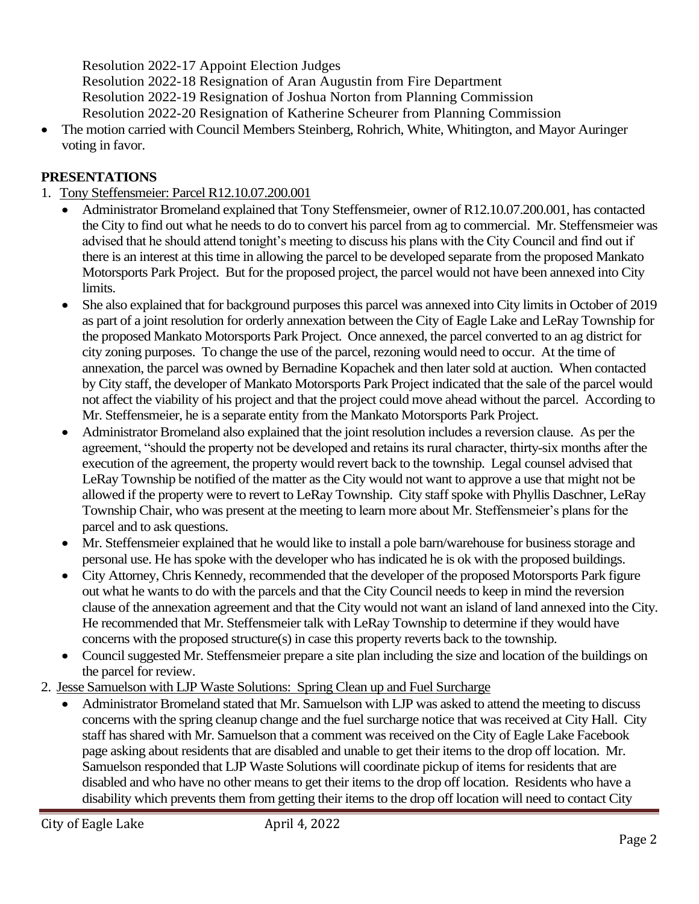Resolution 2022-17 Appoint Election Judges
Resolution 2022-18 Resignation of Aran Augustin from Fire Department
Resolution 2022-19 Resignation of Joshua Norton from Planning Commission
Resolution 2022-20 Resignation of Katherine Scheurer from Planning Commission

- The motion carried with Council Members Steinberg, Rohrich, White, Whitington, and Mayor Auringer voting in favor.

## PRESENTATIONS

1. Tony Steffensmeier: Parcel R12.10.07.200.001
   - Administrator Bromeland explained that Tony Steffensmeier, owner of R12.10.07.200.001, has contacted the City to find out what he needs to do to convert his parcel from ag to commercial. Mr. Steffensmeier was advised that he should attend tonight's meeting to discuss his plans with the City Council and find out if there is an interest at this time in allowing the parcel to be developed separate from the proposed Mankato Motorsports Park Project. But for the proposed project, the parcel would not have been annexed into City limits.
   - She also explained that for background purposes this parcel was annexed into City limits in October of 2019 as part of a joint resolution for orderly annexation between the City of Eagle Lake and LeRay Township for the proposed Mankato Motorsports Park Project. Once annexed, the parcel converted to an ag district for city zoning purposes. To change the use of the parcel, rezoning would need to occur. At the time of annexation, the parcel was owned by Bernadine Kopachek and then later sold at auction. When contacted by City staff, the developer of Mankato Motorsports Park Project indicated that the sale of the parcel would not affect the viability of his project and that the project could move ahead without the parcel. According to Mr. Steffensmeier, he is a separate entity from the Mankato Motorsports Park Project.
   - Administrator Bromeland also explained that the joint resolution includes a reversion clause. As per the agreement, "should the property not be developed and retains its rural character, thirty-six months after the execution of the agreement, the property would revert back to the township. Legal counsel advised that LeRay Township be notified of the matter as the City would not want to approve a use that might not be allowed if the property were to revert to LeRay Township. City staff spoke with Phyllis Daschner, LeRay Township Chair, who was present at the meeting to learn more about Mr. Steffensmeier's plans for the parcel and to ask questions.
   - Mr. Steffensmeier explained that he would like to install a pole barn/warehouse for business storage and personal use. He has spoke with the developer who has indicated he is ok with the proposed buildings.
   - City Attorney, Chris Kennedy, recommended that the developer of the proposed Motorsports Park figure out what he wants to do with the parcels and that the City Council needs to keep in mind the reversion clause of the annexation agreement and that the City would not want an island of land annexed into the City. He recommended that Mr. Steffensmeier talk with LeRay Township to determine if they would have concerns with the proposed structure(s) in case this property reverts back to the township.
   - Council suggested Mr. Steffensmeier prepare a site plan including the size and location of the buildings on the parcel for review.
2. Jesse Samuelson with LJP Waste Solutions: Spring Clean up and Fuel Surcharge
   - Administrator Bromeland stated that Mr. Samuelson with LJP was asked to attend the meeting to discuss concerns with the spring cleanup change and the fuel surcharge notice that was received at City Hall. City staff has shared with Mr. Samuelson that a comment was received on the City of Eagle Lake Facebook page asking about residents that are disabled and unable to get their items to the drop off location. Mr. Samuelson responded that LJP Waste Solutions will coordinate pickup of items for residents that are disabled and who have no other means to get their items to the drop off location. Residents who have a disability which prevents them from getting their items to the drop off location will need to contact City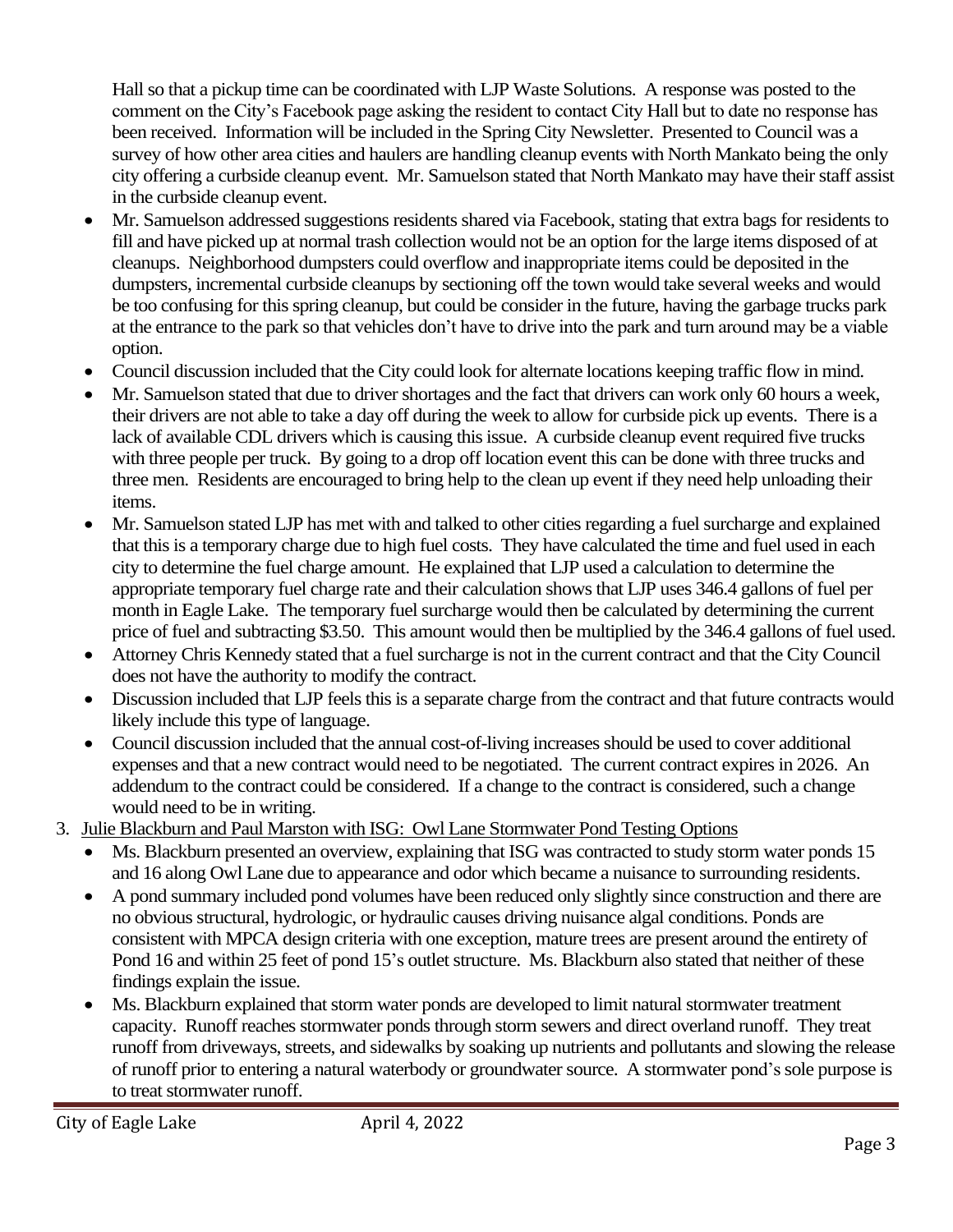Hall so that a pickup time can be coordinated with LJP Waste Solutions. A response was posted to the comment on the City's Facebook page asking the resident to contact City Hall but to date no response has been received. Information will be included in the Spring City Newsletter. Presented to Council was a survey of how other area cities and haulers are handling cleanup events with North Mankato being the only city offering a curbside cleanup event. Mr. Samuelson stated that North Mankato may have their staff assist in the curbside cleanup event.

- Mr. Samuelson addressed suggestions residents shared via Facebook, stating that extra bags for residents to fill and have picked up at normal trash collection would not be an option for the large items disposed of at cleanups. Neighborhood dumpsters could overflow and inappropriate items could be deposited in the dumpsters, incremental curbside cleanups by sectioning off the town would take several weeks and would be too confusing for this spring cleanup, but could be consider in the future, having the garbage trucks park at the entrance to the park so that vehicles don't have to drive into the park and turn around may be a viable option.
- Council discussion included that the City could look for alternate locations keeping traffic flow in mind.
- Mr. Samuelson stated that due to driver shortages and the fact that drivers can work only 60 hours a week, their drivers are not able to take a day off during the week to allow for curbside pick up events. There is a lack of available CDL drivers which is causing this issue. A curbside cleanup event required five trucks with three people per truck. By going to a drop off location event this can be done with three trucks and three men. Residents are encouraged to bring help to the clean up event if they need help unloading their items.
- Mr. Samuelson stated LJP has met with and talked to other cities regarding a fuel surcharge and explained that this is a temporary charge due to high fuel costs. They have calculated the time and fuel used in each city to determine the fuel charge amount. He explained that LJP used a calculation to determine the appropriate temporary fuel charge rate and their calculation shows that LJP uses 346.4 gallons of fuel per month in Eagle Lake. The temporary fuel surcharge would then be calculated by determining the current price of fuel and subtracting $3.50. This amount would then be multiplied by the 346.4 gallons of fuel used.
- Attorney Chris Kennedy stated that a fuel surcharge is not in the current contract and that the City Council does not have the authority to modify the contract.
- Discussion included that LJP feels this is a separate charge from the contract and that future contracts would likely include this type of language.
- Council discussion included that the annual cost-of-living increases should be used to cover additional expenses and that a new contract would need to be negotiated. The current contract expires in 2026. An addendum to the contract could be considered. If a change to the contract is considered, such a change would need to be in writing.

3. Julie Blackburn and Paul Marston with ISG: Owl Lane Stormwater Pond Testing Options
   - Ms. Blackburn presented an overview, explaining that ISG was contracted to study storm water ponds 15 and 16 along Owl Lane due to appearance and odor which became a nuisance to surrounding residents.
   - A pond summary included pond volumes have been reduced only slightly since construction and there are no obvious structural, hydrologic, or hydraulic causes driving nuisance algal conditions. Ponds are consistent with MPCA design criteria with one exception, mature trees are present around the entirety of Pond 16 and within 25 feet of pond 15's outlet structure. Ms. Blackburn also stated that neither of these findings explain the issue.
   - Ms. Blackburn explained that storm water ponds are developed to limit natural stormwater treatment capacity. Runoff reaches stormwater ponds through storm sewers and direct overland runoff. They treat runoff from driveways, streets, and sidewalks by soaking up nutrients and pollutants and slowing the release of runoff prior to entering a natural waterbody or groundwater source. A stormwater pond's sole purpose is to treat stormwater runoff.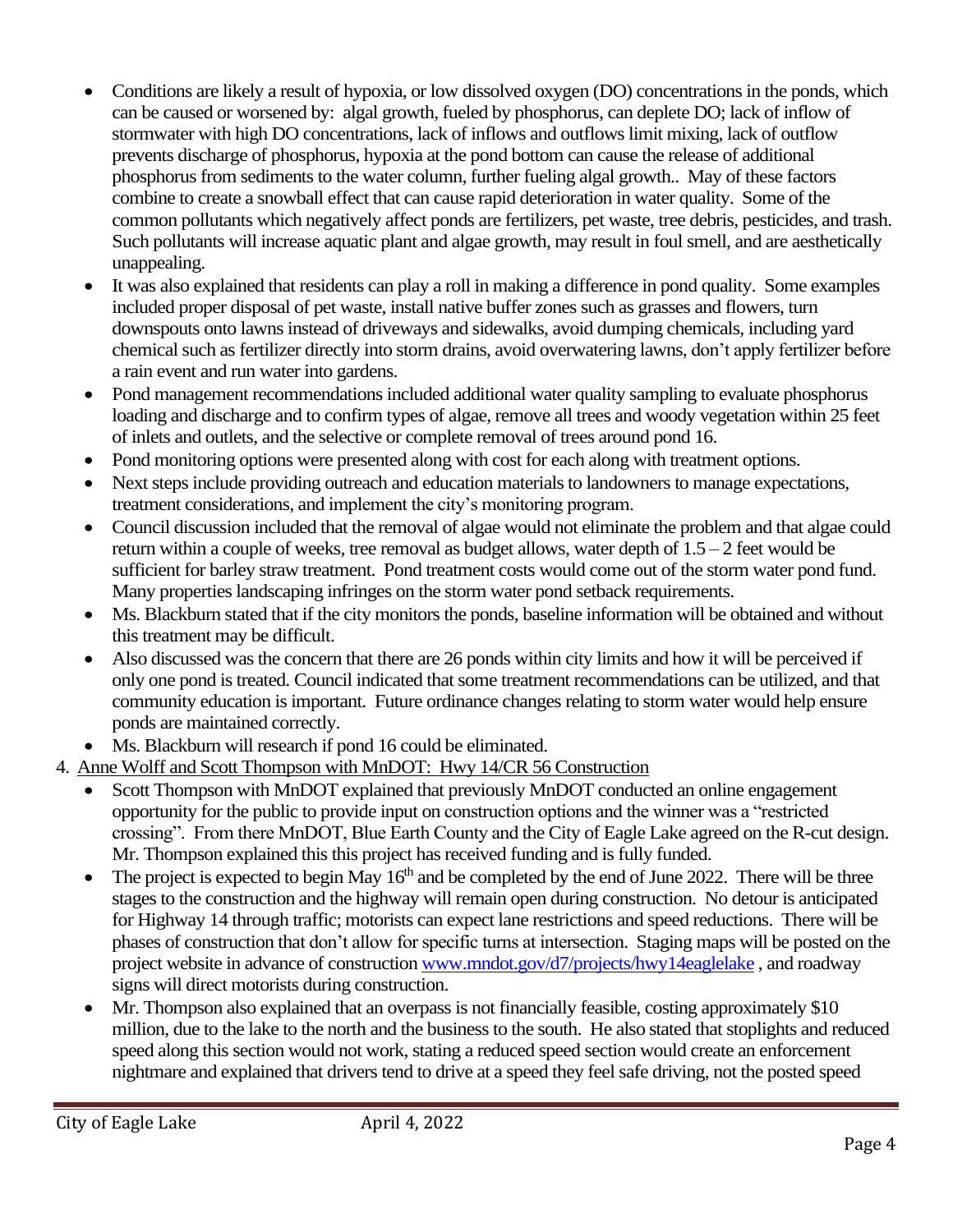- Conditions are likely a result of hypoxia, or low dissolved oxygen (DO) concentrations in the ponds, which can be caused or worsened by: algal growth, fueled by phosphorus, can deplete DO; lack of inflow of stormwater with high DO concentrations, lack of inflows and outflows limit mixing, lack of outflow prevents discharge of phosphorus, hypoxia at the pond bottom can cause the release of additional phosphorus from sediments to the water column, further fueling algal growth.. May of these factors combine to create a snowball effect that can cause rapid deterioration in water quality. Some of the common pollutants which negatively affect ponds are fertilizers, pet waste, tree debris, pesticides, and trash. Such pollutants will increase aquatic plant and algae growth, may result in foul smell, and are aesthetically unappealing.
- It was also explained that residents can play a roll in making a difference in pond quality. Some examples included proper disposal of pet waste, install native buffer zones such as grasses and flowers, turn downspouts onto lawns instead of driveways and sidewalks, avoid dumping chemicals, including yard chemical such as fertilizer directly into storm drains, avoid overwatering lawns, don't apply fertilizer before a rain event and run water into gardens.
- Pond management recommendations included additional water quality sampling to evaluate phosphorus loading and discharge and to confirm types of algae, remove all trees and woody vegetation within 25 feet of inlets and outlets, and the selective or complete removal of trees around pond 16.
- Pond monitoring options were presented along with cost for each along with treatment options.
- Next steps include providing outreach and education materials to landowners to manage expectations, treatment considerations, and implement the city's monitoring program.
- Council discussion included that the removal of algae would not eliminate the problem and that algae could return within a couple of weeks, tree removal as budget allows, water depth of 1.5 – 2 feet would be sufficient for barley straw treatment. Pond treatment costs would come out of the storm water pond fund. Many properties landscaping infringes on the storm water pond setback requirements.
- Ms. Blackburn stated that if the city monitors the ponds, baseline information will be obtained and without this treatment may be difficult.
- Also discussed was the concern that there are 26 ponds within city limits and how it will be perceived if only one pond is treated. Council indicated that some treatment recommendations can be utilized, and that community education is important. Future ordinance changes relating to storm water would help ensure ponds are maintained correctly.
- Ms. Blackburn will research if pond 16 could be eliminated.

4. Anne Wolff and Scott Thompson with MnDOT: Hwy 14/CR 56 Construction
   - Scott Thompson with MnDOT explained that previously MnDOT conducted an online engagement opportunity for the public to provide input on construction options and the winner was a "restricted crossing". From there MnDOT, Blue Earth County and the City of Eagle Lake agreed on the R-cut design. Mr. Thompson explained this this project has received funding and is fully funded.
   - The project is expected to begin May 16th and be completed by the end of June 2022. There will be three stages to the construction and the highway will remain open during construction. No detour is anticipated for Highway 14 through traffic; motorists can expect lane restrictions and speed reductions. There will be phases of construction that don't allow for specific turns at intersection. Staging maps will be posted on the project website in advance of construction www.mndot.gov/d7/projects/hwy14eaglelake , and roadway signs will direct motorists during construction.
   - Mr. Thompson also explained that an overpass is not financially feasible, costing approximately $10 million, due to the lake to the north and the business to the south. He also stated that stoplights and reduced speed along this section would not work, stating a reduced speed section would create an enforcement nightmare and explained that drivers tend to drive at a speed they feel safe driving, not the posted speed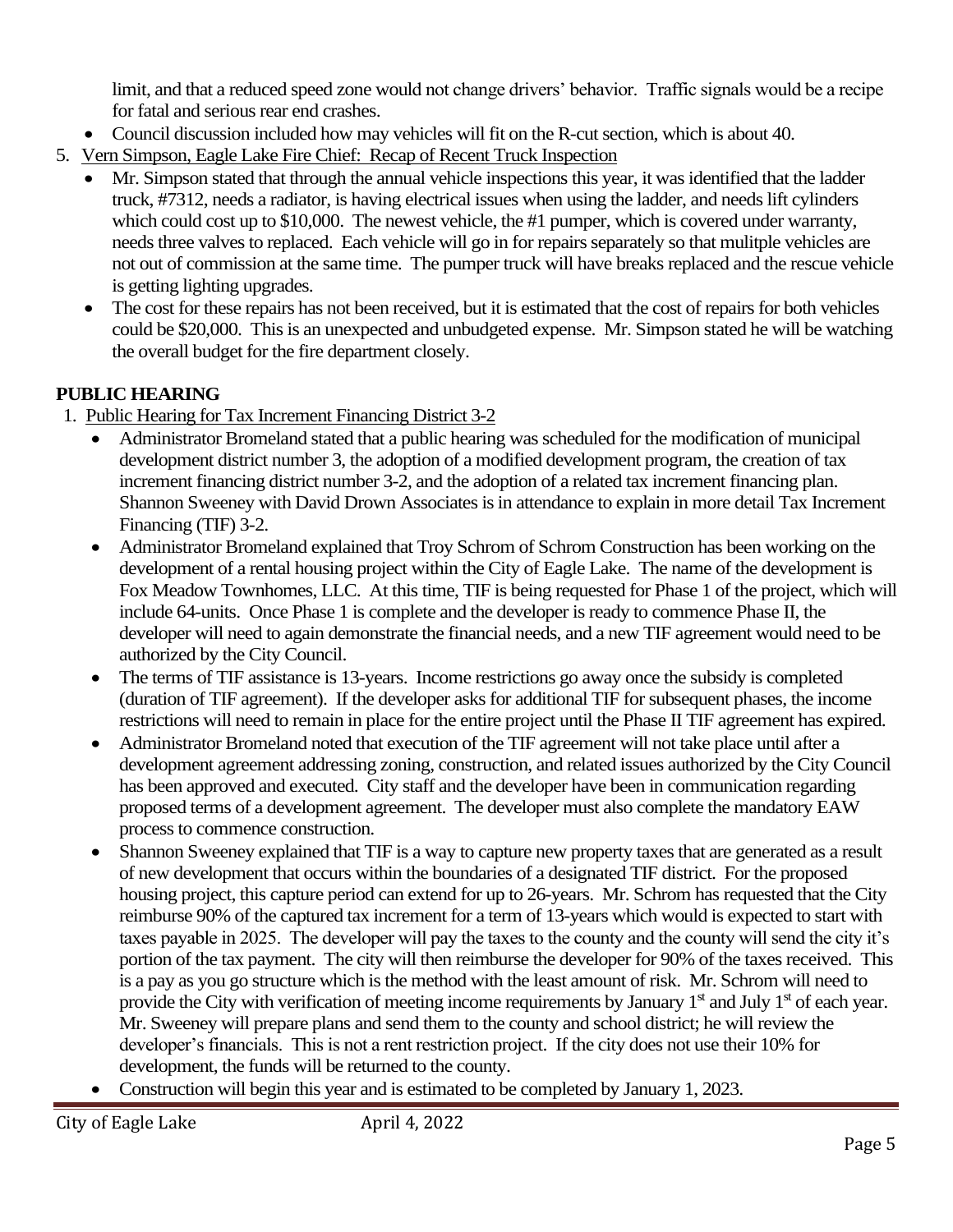limit, and that a reduced speed zone would not change drivers' behavior. Traffic signals would be a recipe for fatal and serious rear end crashes.

- Council discussion included how may vehicles will fit on the R-cut section, which is about 40.

5. Vern Simpson, Eagle Lake Fire Chief: Recap of Recent Truck Inspection
   - Mr. Simpson stated that through the annual vehicle inspections this year, it was identified that the ladder truck, #7312, needs a radiator, is having electrical issues when using the ladder, and needs lift cylinders which could cost up to $10,000. The newest vehicle, the #1 pumper, which is covered under warranty, needs three valves to replaced. Each vehicle will go in for repairs separately so that mulitple vehicles are not out of commission at the same time. The pumper truck will have breaks replaced and the rescue vehicle is getting lighting upgrades.
   - The cost for these repairs has not been received, but it is estimated that the cost of repairs for both vehicles could be $20,000. This is an unexpected and unbudgeted expense. Mr. Simpson stated he will be watching the overall budget for the fire department closely.

**PUBLIC HEARING**

1. Public Hearing for Tax Increment Financing District 3-2
   - Administrator Bromeland stated that a public hearing was scheduled for the modification of municipal development district number 3, the adoption of a modified development program, the creation of tax increment financing district number 3-2, and the adoption of a related tax increment financing plan. Shannon Sweeney with David Drown Associates is in attendance to explain in more detail Tax Increment Financing (TIF) 3-2.
   - Administrator Bromeland explained that Troy Schrom of Schrom Construction has been working on the development of a rental housing project within the City of Eagle Lake. The name of the development is Fox Meadow Townhomes, LLC. At this time, TIF is being requested for Phase 1 of the project, which will include 64-units. Once Phase 1 is complete and the developer is ready to commence Phase II, the developer will need to again demonstrate the financial needs, and a new TIF agreement would need to be authorized by the City Council.
   - The terms of TIF assistance is 13-years. Income restrictions go away once the subsidy is completed (duration of TIF agreement). If the developer asks for additional TIF for subsequent phases, the income restrictions will need to remain in place for the entire project until the Phase II TIF agreement has expired.
   - Administrator Bromeland noted that execution of the TIF agreement will not take place until after a development agreement addressing zoning, construction, and related issues authorized by the City Council has been approved and executed. City staff and the developer have been in communication regarding proposed terms of a development agreement. The developer must also complete the mandatory EAW process to commence construction.
   - Shannon Sweeney explained that TIF is a way to capture new property taxes that are generated as a result of new development that occurs within the boundaries of a designated TIF district. For the proposed housing project, this capture period can extend for up to 26-years. Mr. Schrom has requested that the City reimburse 90% of the captured tax increment for a term of 13-years which would is expected to start with taxes payable in 2025. The developer will pay the taxes to the county and the county will send the city it's portion of the tax payment. The city will then reimburse the developer for 90% of the taxes received. This is a pay as you go structure which is the method with the least amount of risk. Mr. Schrom will need to provide the City with verification of meeting income requirements by January 1st and July 1st of each year. Mr. Sweeney will prepare plans and send them to the county and school district; he will review the developer's financials. This is not a rent restriction project. If the city does not use their 10% for development, the funds will be returned to the county.
   - Construction will begin this year and is estimated to be completed by January 1, 2023.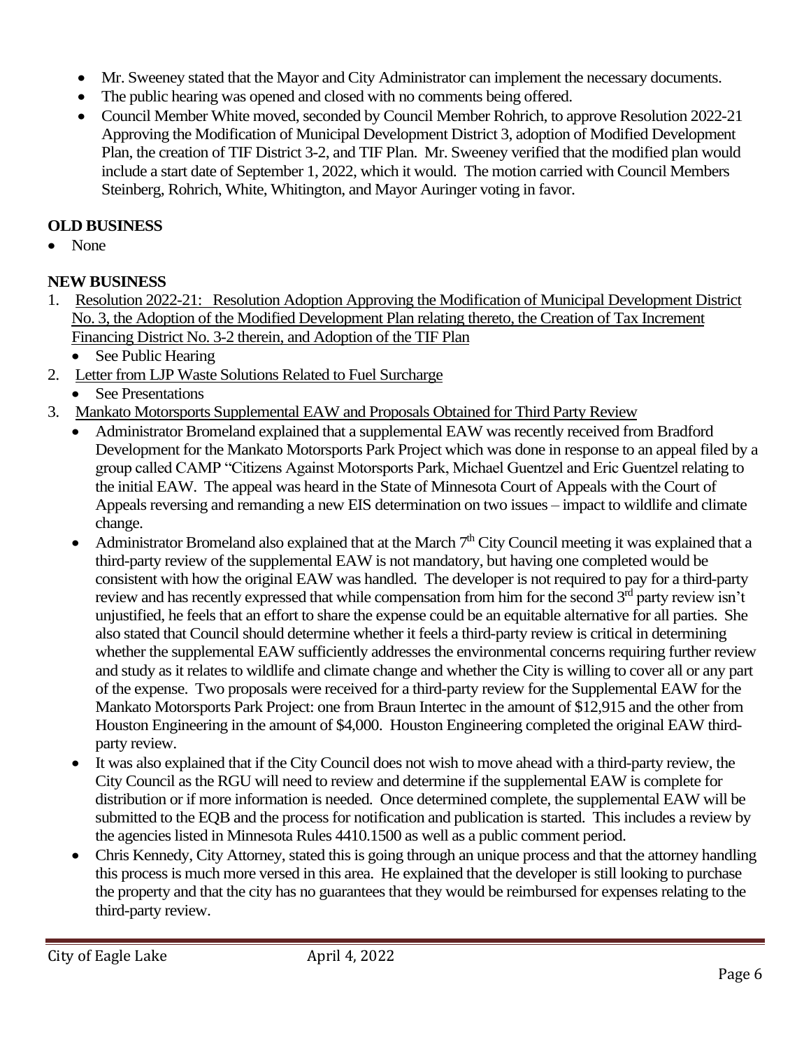- Mr. Sweeney stated that the Mayor and City Administrator can implement the necessary documents.
- The public hearing was opened and closed with no comments being offered.
- Council Member White moved, seconded by Council Member Rohrich, to approve Resolution 2022-21 Approving the Modification of Municipal Development District 3, adoption of Modified Development Plan, the creation of TIF District 3-2, and TIF Plan. Mr. Sweeney verified that the modified plan would include a start date of September 1, 2022, which it would. The motion carried with Council Members Steinberg, Rohrich, White, Whitington, and Mayor Auringer voting in favor.

**OLD BUSINESS**

- None

**NEW BUSINESS**

1. Resolution 2022-21: Resolution Adoption Approving the Modification of Municipal Development District No. 3, the Adoption of the Modified Development Plan relating thereto, the Creation of Tax Increment Financing District No. 3-2 therein, and Adoption of the TIF Plan
   - See Public Hearing
2. Letter from LJP Waste Solutions Related to Fuel Surcharge
   - See Presentations
3. Mankato Motorsports Supplemental EAW and Proposals Obtained for Third Party Review
   - Administrator Bromeland explained that a supplemental EAW was recently received from Bradford Development for the Mankato Motorsports Park Project which was done in response to an appeal filed by a group called CAMP "Citizens Against Motorsports Park, Michael Guentzel and Eric Guentzel relating to the initial EAW. The appeal was heard in the State of Minnesota Court of Appeals with the Court of Appeals reversing and remanding a new EIS determination on two issues – impact to wildlife and climate change.
   - Administrator Bromeland also explained that at the March 7th City Council meeting it was explained that a third-party review of the supplemental EAW is not mandatory, but having one completed would be consistent with how the original EAW was handled. The developer is not required to pay for a third-party review and has recently expressed that while compensation from him for the second 3rd party review isn't unjustified, he feels that an effort to share the expense could be an equitable alternative for all parties. She also stated that Council should determine whether it feels a third-party review is critical in determining whether the supplemental EAW sufficiently addresses the environmental concerns requiring further review and study as it relates to wildlife and climate change and whether the City is willing to cover all or any part of the expense. Two proposals were received for a third-party review for the Supplemental EAW for the Mankato Motorsports Park Project: one from Braun Intertec in the amount of $12,915 and the other from Houston Engineering in the amount of $4,000. Houston Engineering completed the original EAW third-party review.
   - It was also explained that if the City Council does not wish to move ahead with a third-party review, the City Council as the RGU will need to review and determine if the supplemental EAW is complete for distribution or if more information is needed. Once determined complete, the supplemental EAW will be submitted to the EQB and the process for notification and publication is started. This includes a review by the agencies listed in Minnesota Rules 4410.1500 as well as a public comment period.
   - Chris Kennedy, City Attorney, stated this is going through an unique process and that the attorney handling this process is much more versed in this area. He explained that the developer is still looking to purchase the property and that the city has no guarantees that they would be reimbursed for expenses relating to the third-party review.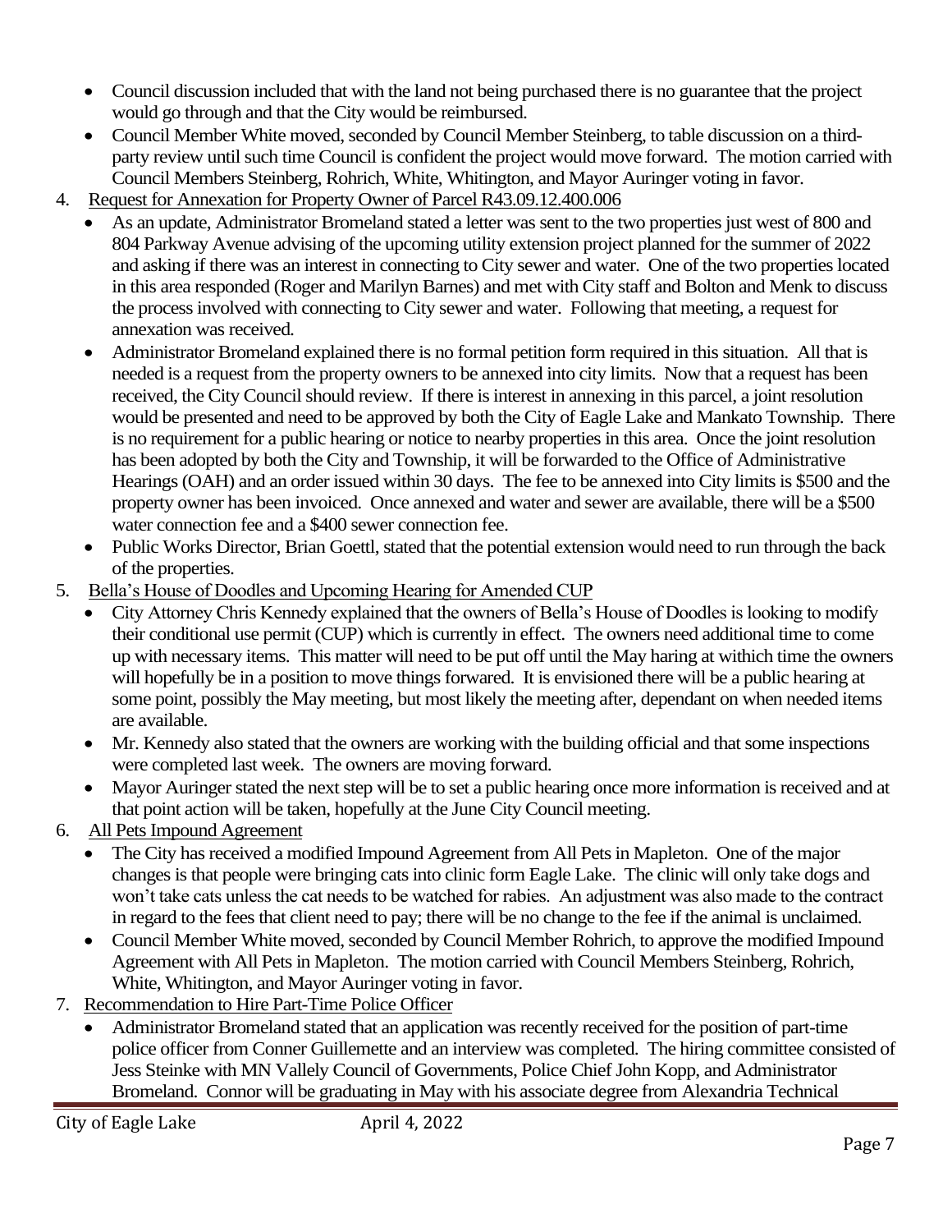- Council discussion included that with the land not being purchased there is no guarantee that the project would go through and that the City would be reimbursed.
- Council Member White moved, seconded by Council Member Steinberg, to table discussion on a third-party review until such time Council is confident the project would move forward. The motion carried with Council Members Steinberg, Rohrich, White, Whitington, and Mayor Auringer voting in favor.

4. Request for Annexation for Property Owner of Parcel R43.09.12.400.006
   - As an update, Administrator Bromeland stated a letter was sent to the two properties just west of 800 and 804 Parkway Avenue advising of the upcoming utility extension project planned for the summer of 2022 and asking if there was an interest in connecting to City sewer and water. One of the two properties located in this area responded (Roger and Marilyn Barnes) and met with City staff and Bolton and Menk to discuss the process involved with connecting to City sewer and water. Following that meeting, a request for annexation was received.
   - Administrator Bromeland explained there is no formal petition form required in this situation. All that is needed is a request from the property owners to be annexed into city limits. Now that a request has been received, the City Council should review. If there is interest in annexing in this parcel, a joint resolution would be presented and need to be approved by both the City of Eagle Lake and Mankato Township. There is no requirement for a public hearing or notice to nearby properties in this area. Once the joint resolution has been adopted by both the City and Township, it will be forwarded to the Office of Administrative Hearings (OAH) and an order issued within 30 days. The fee to be annexed into City limits is $500 and the property owner has been invoiced. Once annexed and water and sewer are available, there will be a $500 water connection fee and a $400 sewer connection fee.
   - Public Works Director, Brian Goettl, stated that the potential extension would need to run through the back of the properties.

5. Bella's House of Doodles and Upcoming Hearing for Amended CUP
   - City Attorney Chris Kennedy explained that the owners of Bella's House of Doodles is looking to modify their conditional use permit (CUP) which is currently in effect. The owners need additional time to come up with necessary items. This matter will need to be put off until the May haring at withich time the owners will hopefully be in a position to move things forward. It is envisioned there will be a public hearing at some point, possibly the May meeting, but most likely the meeting after, dependant on when needed items are available.
   - Mr. Kennedy also stated that the owners are working with the building official and that some inspections were completed last week. The owners are moving forward.
   - Mayor Auringer stated the next step will be to set a public hearing once more information is received and at that point action will be taken, hopefully at the June City Council meeting.

6. All Pets Impound Agreement
   - The City has received a modified Impound Agreement from All Pets in Mapleton. One of the major changes is that people were bringing cats into clinic form Eagle Lake. The clinic will only take dogs and won't take cats unless the cat needs to be watched for rabies. An adjustment was also made to the contract in regard to the fees that client need to pay; there will be no change to the fee if the animal is unclaimed.
   - Council Member White moved, seconded by Council Member Rohrich, to approve the modified Impound Agreement with All Pets in Mapleton. The motion carried with Council Members Steinberg, Rohrich, White, Whitington, and Mayor Auringer voting in favor.

7. Recommendation to Hire Part-Time Police Officer
   - Administrator Bromeland stated that an application was recently received for the position of part-time police officer from Conner Guillemette and an interview was completed. The hiring committee consisted of Jess Steinke with MN Vallely Council of Governments, Police Chief John Kopp, and Administrator Bromeland. Connor will be graduating in May with his associate degree from Alexandria Technical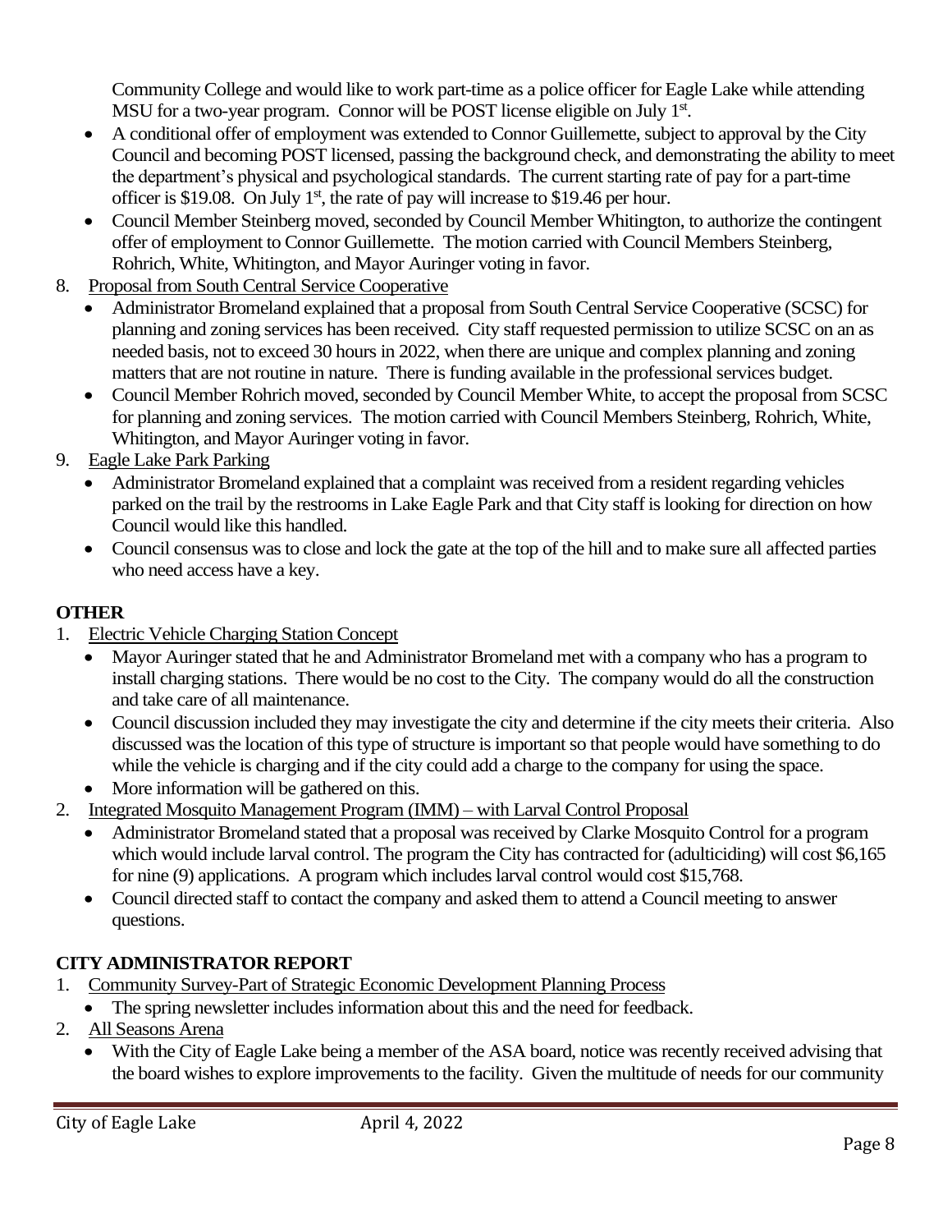Community College and would like to work part-time as a police officer for Eagle Lake while attending MSU for a two-year program. Connor will be POST license eligible on July 1st.

- A conditional offer of employment was extended to Connor Guillemette, subject to approval by the City Council and becoming POST licensed, passing the background check, and demonstrating the ability to meet the department's physical and psychological standards. The current starting rate of pay for a part-time officer is $19.08. On July 1st, the rate of pay will increase to $19.46 per hour.
- Council Member Steinberg moved, seconded by Council Member Whitington, to authorize the contingent offer of employment to Connor Guillemette. The motion carried with Council Members Steinberg, Rohrich, White, Whitington, and Mayor Auringer voting in favor.

8. Proposal from South Central Service Cooperative
   - Administrator Bromeland explained that a proposal from South Central Service Cooperative (SCSC) for planning and zoning services has been received. City staff requested permission to utilize SCSC on an as needed basis, not to exceed 30 hours in 2022, when there are unique and complex planning and zoning matters that are not routine in nature. There is funding available in the professional services budget.
   - Council Member Rohrich moved, seconded by Council Member White, to accept the proposal from SCSC for planning and zoning services. The motion carried with Council Members Steinberg, Rohrich, White, Whitington, and Mayor Auringer voting in favor.
9. Eagle Lake Park Parking
   - Administrator Bromeland explained that a complaint was received from a resident regarding vehicles parked on the trail by the restrooms in Lake Eagle Park and that City staff is looking for direction on how Council would like this handled.
   - Council consensus was to close and lock the gate at the top of the hill and to make sure all affected parties who need access have a key.

**OTHER**

1. Electric Vehicle Charging Station Concept
   - Mayor Auringer stated that he and Administrator Bromeland met with a company who has a program to install charging stations. There would be no cost to the City. The company would do all the construction and take care of all maintenance.
   - Council discussion included they may investigate the city and determine if the city meets their criteria. Also discussed was the location of this type of structure is important so that people would have something to do while the vehicle is charging and if the city could add a charge to the company for using the space.
   - More information will be gathered on this.
2. Integrated Mosquito Management Program (IMM) – with Larval Control Proposal
   - Administrator Bromeland stated that a proposal was received by Clarke Mosquito Control for a program which would include larval control. The program the City has contracted for (adulticiding) will cost $6,165 for nine (9) applications. A program which includes larval control would cost $15,768.
   - Council directed staff to contact the company and asked them to attend a Council meeting to answer questions.

**CITY ADMINISTRATOR REPORT**

1. Community Survey-Part of Strategic Economic Development Planning Process
   - The spring newsletter includes information about this and the need for feedback.
2. All Seasons Arena
   - With the City of Eagle Lake being a member of the ASA board, notice was recently received advising that the board wishes to explore improvements to the facility. Given the multitude of needs for our community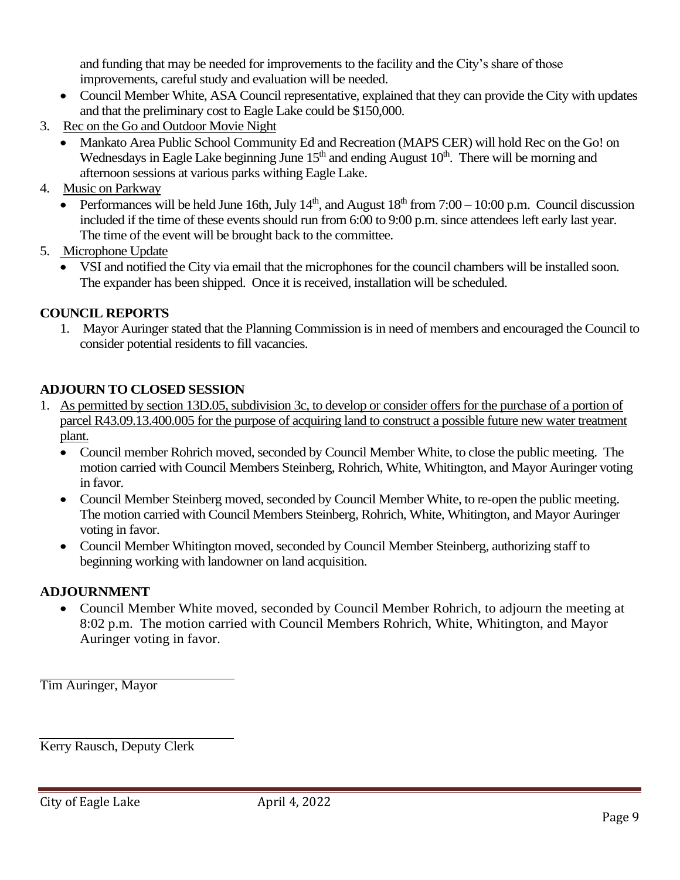and funding that may be needed for improvements to the facility and the City's share of those improvements, careful study and evaluation will be needed.

- Council Member White, ASA Council representative, explained that they can provide the City with updates and that the preliminary cost to Eagle Lake could be $150,000.

3. Rec on the Go and Outdoor Movie Night
   - Mankato Area Public School Community Ed and Recreation (MAPS CER) will hold Rec on the Go! on Wednesdays in Eagle Lake beginning June 15th and ending August 10th. There will be morning and afternoon sessions at various parks withing Eagle Lake.
4. Music on Parkway
   - Performances will be held June 16th, July 14th, and August 18th from 7:00 – 10:00 p.m. Council discussion included if the time of these events should run from 6:00 to 9:00 p.m. since attendees left early last year. The time of the event will be brought back to the committee.
5. Microphone Update
   - VSI and notified the City via email that the microphones for the council chambers will be installed soon. The expander has been shipped. Once it is received, installation will be scheduled.

**COUNCIL REPORTS**

1. Mayor Auringer stated that the Planning Commission is in need of members and encouraged the Council to consider potential residents to fill vacancies.

**ADJOURN TO CLOSED SESSION**

1. As permitted by section 13D.05, subdivision 3c, to develop or consider offers for the purchase of a portion of parcel R43.09.13.400.005 for the purpose of acquiring land to construct a possible future new water treatment plant.
   - Council member Rohrich moved, seconded by Council Member White, to close the public meeting. The motion carried with Council Members Steinberg, Rohrich, White, Whitington, and Mayor Auringer voting in favor.
   - Council Member Steinberg moved, seconded by Council Member White, to re-open the public meeting. The motion carried with Council Members Steinberg, Rohrich, White, Whitington, and Mayor Auringer voting in favor.
   - Council Member Whitington moved, seconded by Council Member Steinberg, authorizing staff to beginning working with landowner on land acquisition.

**ADJOURNMENT**

- Council Member White moved, seconded by Council Member Rohrich, to adjourn the meeting at 8:02 p.m. The motion carried with Council Members Rohrich, White, Whitington, and Mayor Auringer voting in favor.

Tim Auringer, Mayor

Kerry Rausch, Deputy Clerk